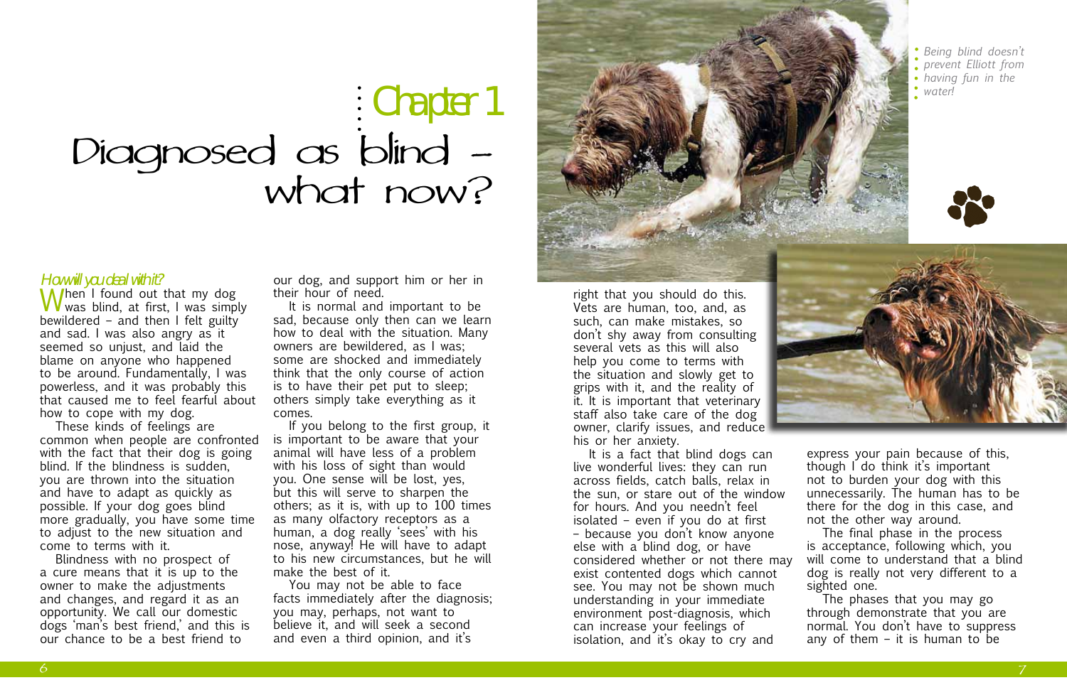# Chapter 1

# Diagnosed as blind – what now?

## How will you deal with it?

When I found out that my dog was blind, at first, I was simply bewildered – and then I felt guilty and sad. I was also angry as it seemed so unjust, and laid the blame on anyone who happened to be around. Fundamentally, I was powerless, and it was probably this that caused me to feel fearful about how to cope with my dog.

These kinds of feelings are common when people are confronted with the fact that their dog is going blind. If the blindness is sudden, you are thrown into the situation and have to adapt as quickly as possible. If your dog goes blind more gradually, you have some time to adjust to the new situation and come to terms with it.

Blindness with no prospect of a cure means that it is up to the owner to make the adjustments and changes, and regard it as an opportunity. We call our domestic dogs 'man's best friend,' and this is our chance to be a best friend to our dog, and support him or her in their hour of need.

It is normal and important to be sad, because only then can we learn how to deal with the situation. Many owners are bewildered, as I was; some are shocked and immediately think that the only course of action is to have their pet put to sleep; others simply take everything as it comes.

If you belong to the first group, it is important to be aware that your animal will have less of a problem with his loss of sight than would you. One sense will be lost, yes, but this will serve to sharpen the others; as it is, with up to 100 times as many olfactory receptors as a human, a dog really 'sees' with his nose, anyway! He will have to adapt to his new circumstances, but he will make the best of it.

You may not be able to face facts immediately after the diagnosis; you may, perhaps, not want to believe it, and will seek a second and even a third opinion, and it's right that you should do this. Vets are human, too, and, as such, can make mistakes, so don't shy away from consulting several vets as this will also help you come to terms with the situation and slowly get to grips with it, and the reality of it. It is important that veterinary staff also take care of the dog owner, clarify issues, and reduce his or her anxiety.

It is a fact that blind dogs can live wonderful lives: they can run across fields, catch balls, relax in the sun, or stare out of the window for hours. And you needn't feel isolated – even if you do at first – because you don't know anyone else with a blind dog, or have considered whether or not there may exist contented dogs which cannot see. You may not be shown much understanding in your immediate environment post-diagnosis, which can increase your feelings of isolation, and it's okay to cry and express your pain because of this, though I do think it's important not to burden your dog with this unnecessarily. The human has to be there for the dog in this case, and not the other way around.

The final phase in the process is acceptance, following which, you will come to understand that a blind dog is really not very different to a sighted one.

The phases that you may go through demonstrate that you are normal. You don't have to suppress any of them – it is human to be

*Being blind doesn't prevent Elliott from having fun in the water!*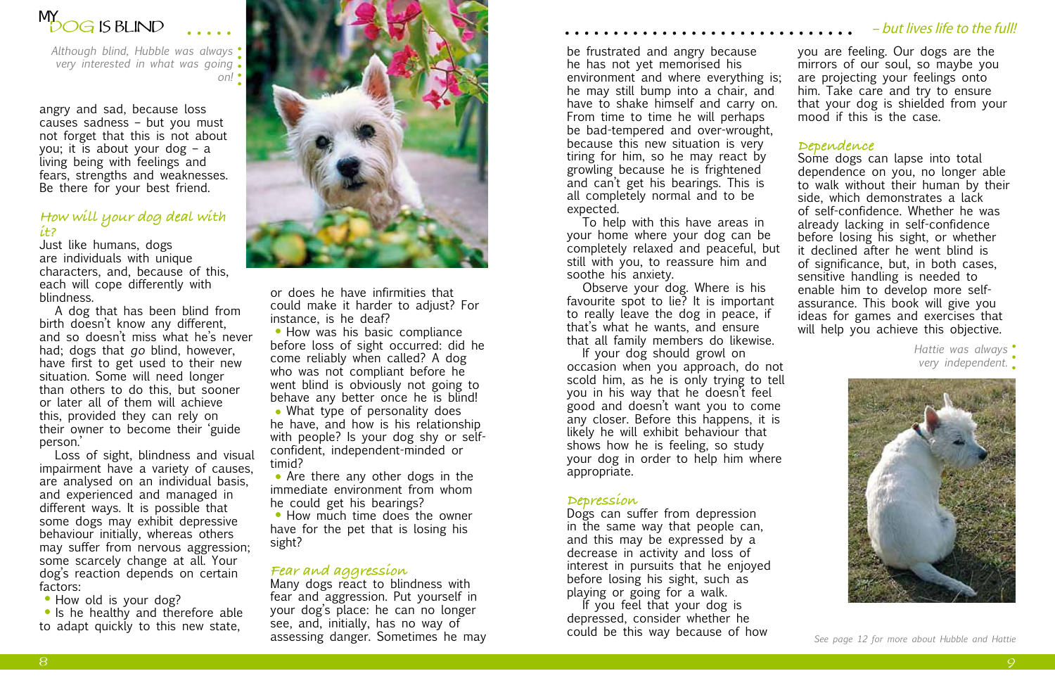Although blind, Hubble was always very interested in what was going on!

angry and sad, because loss causes sadness – but you must not forget that this is not about you; it is about your dog – a living being with feelings and fears, strengths and weaknesses. Be there for your best friend.

## How will your dog deal with it?

Just like humans, dogs are individuals with unique characters, and, because of this, each will cope differently with blindness.

A dog that has been blind from birth doesn't know any different, and so doesn't miss what he's never had; dogs that *go* blind, however, have first to get used to their new situation. Some will need longer than others to do this, but sooner or later all of them will achieve this, provided they can rely on their owner to become their 'guide person.'

Loss of sight, blindness and visual impairment have a variety of causes, are analysed on an individual basis, and experienced and managed in different ways. It is possible that some dogs may exhibit depressive behaviour initially, whereas others may suffer from nervous aggression; some scarcely change at all. Your dog's reaction depends on certain factors:

- How old is your dog?
- Is he healthy and therefore able to adapt quickly to this new state, or does he have infirmities that could make it harder to adjust? For instance, is he deaf?
- How was his basic compliance before loss of sight occurred: did he come reliably when called? A dog who was not compliant before he went blind is obviously not going to behave any better once he is blind!
- What type of personality does he have, and how is his relationship with people? Is your dog shy or self-confident, independent-minded or timid?
- Are there any other dogs in the immediate environment from whom he could get his bearings?
- How much time does the owner have for the pet that is losing his sight?

## Fear and aggression

Many dogs react to blindness with fear and aggression. Put yourself in your dog's place: he can no longer see, and, initially, has no way of assessing danger. Sometimes he may be frustrated and angry because he has not yet memorised his environment and where everything is; he may still bump into a chair, and have to shake himself and carry on. From time to time he will perhaps be bad-tempered and over-wrought, because this new situation is very tiring for him, so he may react by growling because he is frightened and can't get his bearings. This is all completely normal and to be expected.

To help with this have areas in your home where your dog can be completely relaxed and peaceful, but still with you, to reassure him and soothe his anxiety.

Observe your dog. Where is his favourite spot to lie? It is important to really leave the dog in peace, if that's what he wants, and ensure that all family members do likewise.

If your dog should growl on occasion when you approach, do not scold him, as he is only trying to tell you in his way that he doesn't feel good and doesn't want you to come any closer. Before this happens, it is likely he will exhibit behaviour that shows how he is feeling, so study your dog in order to help him where appropriate.

## Depression

Dogs can suffer from depression in the same way that people can, and this may be expressed by a decrease in activity and loss of interest in pursuits that he enjoyed before losing his sight, such as playing or going for a walk.

If you feel that your dog is depressed, consider whether he could be this way because of how you are feeling. Our dogs are the mirrors of our soul, so maybe you are projecting your feelings onto him. Take care and try to ensure that your dog is shielded from your mood if this is the case.

## Dependence

Some dogs can lapse into total dependence on you, no longer able to walk without their human by their side, which demonstrates a lack of self-confidence. Whether he was already lacking in self-confidence before losing his sight, or whether it declined after he went blind is of significance, but, in both cases, sensitive handling is needed to enable him to develop more self-assurance. This book will give you ideas for games and exercises that will help you achieve this objective.

Hattie was always very independent.

See page 12 for more about Hubble and Hattie